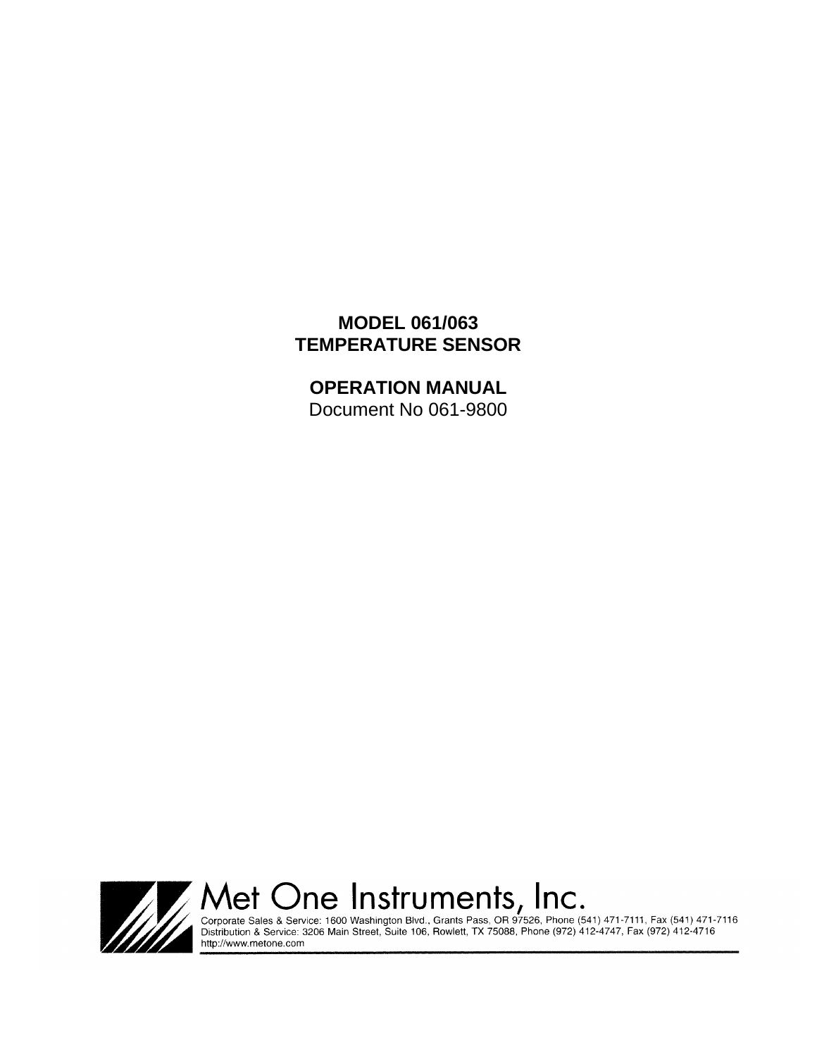# MODEL 061/063
# TEMPERATURE SENSOR

## OPERATION MANUAL

Document No 061-9800

Met One Instruments, Inc.

Corporate Sales & Service: 1600 Washington Blvd., Grants Pass, OR 97526, Phone (541) 471-7111, Fax (541) 471-7116
Distribution & Service: 3206 Main Street, Suite 106, Rowlett, TX 75088, Phone (972) 412-4747, Fax (972) 412-4716
http://www.metone.com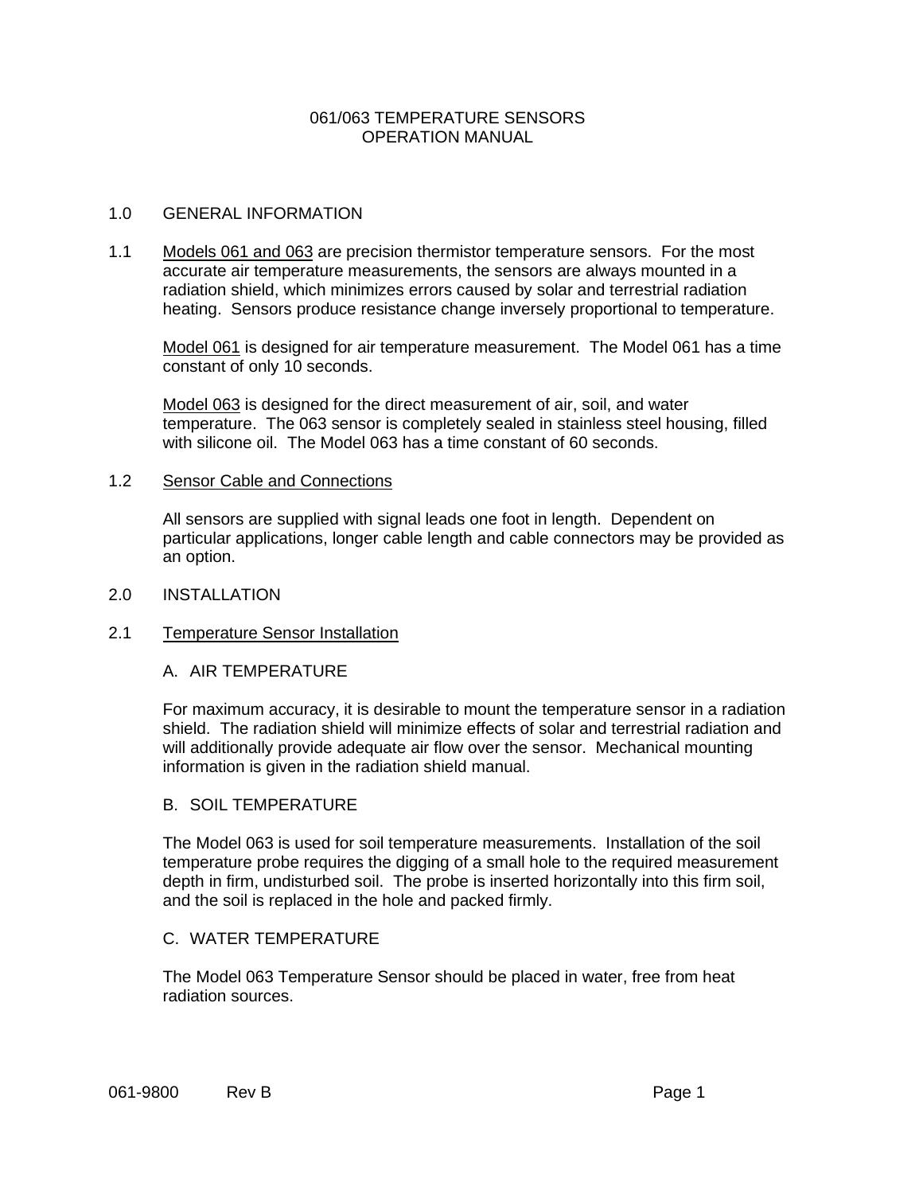# 061/063 TEMPERATURE SENSORS
# OPERATION MANUAL

## 1.0 GENERAL INFORMATION

### 1.1 Models 061 and 063

Models 061 and 063 are precision thermistor temperature sensors. For the most accurate air temperature measurements, the sensors are always mounted in a radiation shield, which minimizes errors caused by solar and terrestrial radiation heating. Sensors produce resistance change inversely proportional to temperature.

Model 061 is designed for air temperature measurement. The Model 061 has a time constant of only 10 seconds.

Model 063 is designed for the direct measurement of air, soil, and water temperature. The 063 sensor is completely sealed in stainless steel housing, filled with silicone oil. The Model 063 has a time constant of 60 seconds.

### 1.2 Sensor Cable and Connections

All sensors are supplied with signal leads one foot in length. Dependent on particular applications, longer cable length and cable connectors may be provided as an option.

## 2.0 INSTALLATION

### 2.1 Temperature Sensor Installation

A. AIR TEMPERATURE

For maximum accuracy, it is desirable to mount the temperature sensor in a radiation shield. The radiation shield will minimize effects of solar and terrestrial radiation and will additionally provide adequate air flow over the sensor. Mechanical mounting information is given in the radiation shield manual.

B. SOIL TEMPERATURE

The Model 063 is used for soil temperature measurements. Installation of the soil temperature probe requires the digging of a small hole to the required measurement depth in firm, undisturbed soil. The probe is inserted horizontally into this firm soil, and the soil is replaced in the hole and packed firmly.

C. WATER TEMPERATURE

The Model 063 Temperature Sensor should be placed in water, free from heat radiation sources.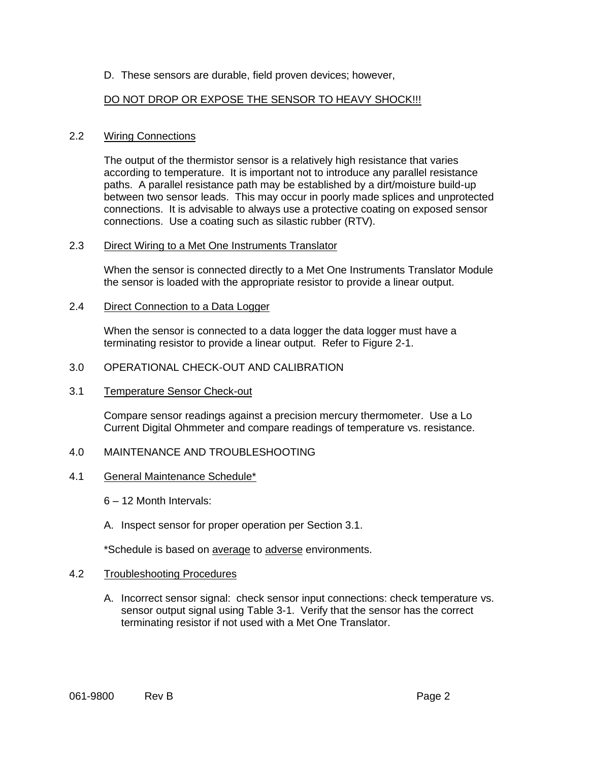D. These sensors are durable, field proven devices; however,

DO NOT DROP OR EXPOSE THE SENSOR TO HEAVY SHOCK!!!

## 2.2 Wiring Connections

The output of the thermistor sensor is a relatively high resistance that varies according to temperature. It is important not to introduce any parallel resistance paths. A parallel resistance path may be established by a dirt/moisture build-up between two sensor leads. This may occur in poorly made splices and unprotected connections. It is advisable to always use a protective coating on exposed sensor connections. Use a coating such as silastic rubber (RTV).

## 2.3 Direct Wiring to a Met One Instruments Translator

When the sensor is connected directly to a Met One Instruments Translator Module the sensor is loaded with the appropriate resistor to provide a linear output.

## 2.4 Direct Connection to a Data Logger

When the sensor is connected to a data logger the data logger must have a terminating resistor to provide a linear output. Refer to Figure 2-1.

# 3.0 OPERATIONAL CHECK-OUT AND CALIBRATION

## 3.1 Temperature Sensor Check-out

Compare sensor readings against a precision mercury thermometer. Use a Lo Current Digital Ohmmeter and compare readings of temperature vs. resistance.

# 4.0 MAINTENANCE AND TROUBLESHOOTING

## 4.1 General Maintenance Schedule*

6 – 12 Month Intervals:

A. Inspect sensor for proper operation per Section 3.1.

*Schedule is based on average to adverse environments.

## 4.2 Troubleshooting Procedures

A. Incorrect sensor signal: check sensor input connections: check temperature vs. sensor output signal using Table 3-1. Verify that the sensor has the correct terminating resistor if not used with a Met One Translator.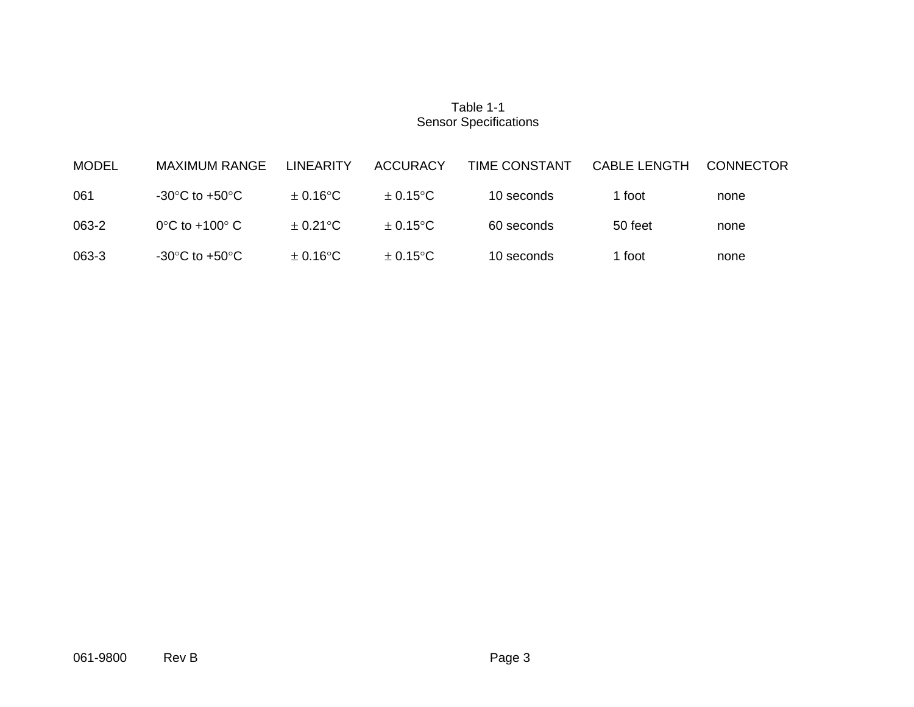Table 1-1
Sensor Specifications

| MODEL | MAXIMUM RANGE | LINEARITY | ACCURACY | TIME CONSTANT | CABLE LENGTH | CONNECTOR |
|---|---|---|---|---|---|---|
| 061 | -30°C to +50°C | ± 0.16°C | ± 0.15°C | 10 seconds | 1 foot | none |
| 063-2 | 0°C to +100° C | ± 0.21°C | ± 0.15°C | 60 seconds | 50 feet | none |
| 063-3 | -30°C to +50°C | ± 0.16°C | ± 0.15°C | 10 seconds | 1 foot | none |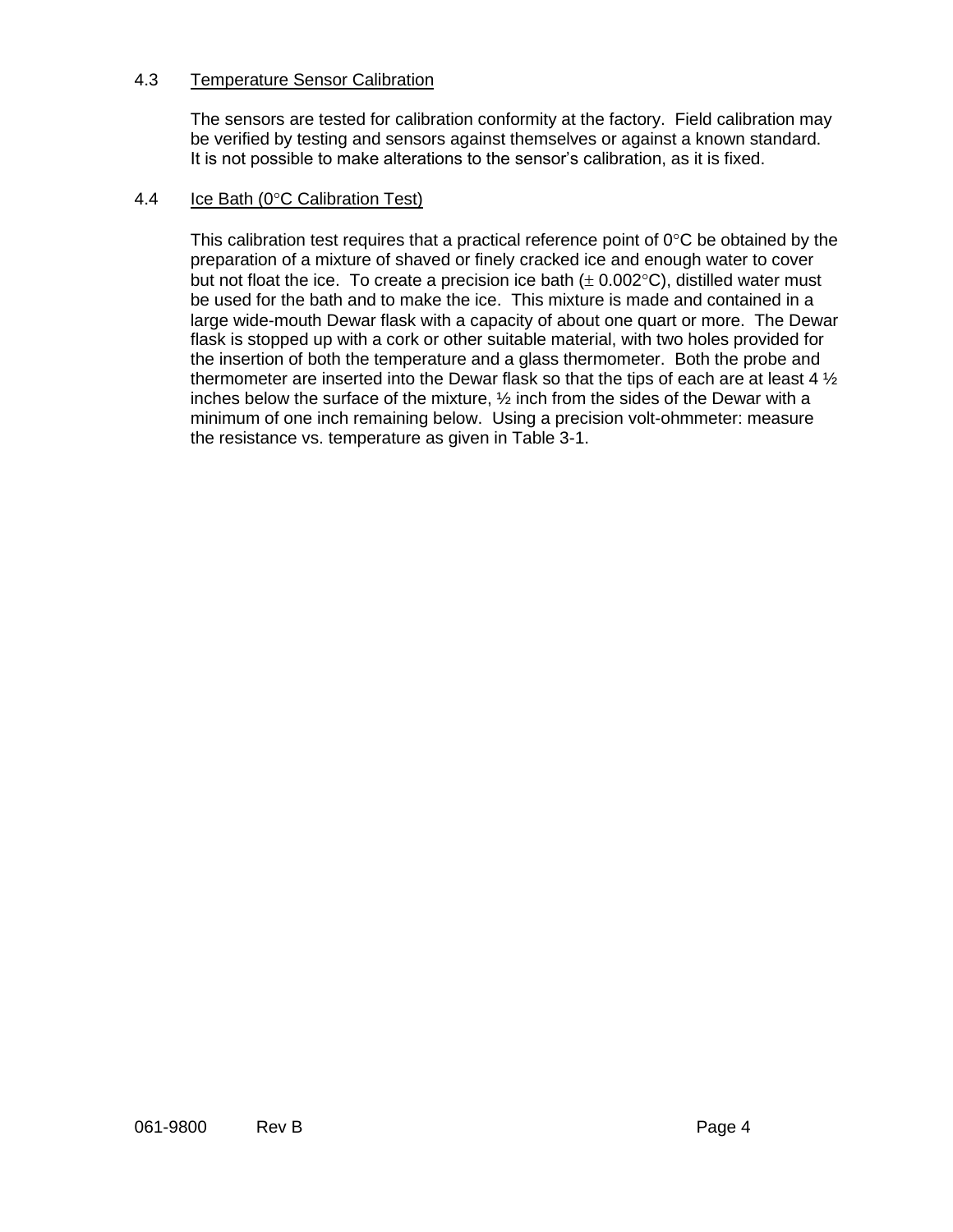## 4.3 Temperature Sensor Calibration

The sensors are tested for calibration conformity at the factory. Field calibration may be verified by testing and sensors against themselves or against a known standard. It is not possible to make alterations to the sensor's calibration, as it is fixed.

## 4.4 Ice Bath (0°C Calibration Test)

This calibration test requires that a practical reference point of 0°C be obtained by the preparation of a mixture of shaved or finely cracked ice and enough water to cover but not float the ice. To create a precision ice bath (± 0.002°C), distilled water must be used for the bath and to make the ice. This mixture is made and contained in a large wide-mouth Dewar flask with a capacity of about one quart or more. The Dewar flask is stopped up with a cork or other suitable material, with two holes provided for the insertion of both the temperature and a glass thermometer. Both the probe and thermometer are inserted into the Dewar flask so that the tips of each are at least 4 ½ inches below the surface of the mixture, ½ inch from the sides of the Dewar with a minimum of one inch remaining below. Using a precision volt-ohmmeter: measure the resistance vs. temperature as given in Table 3-1.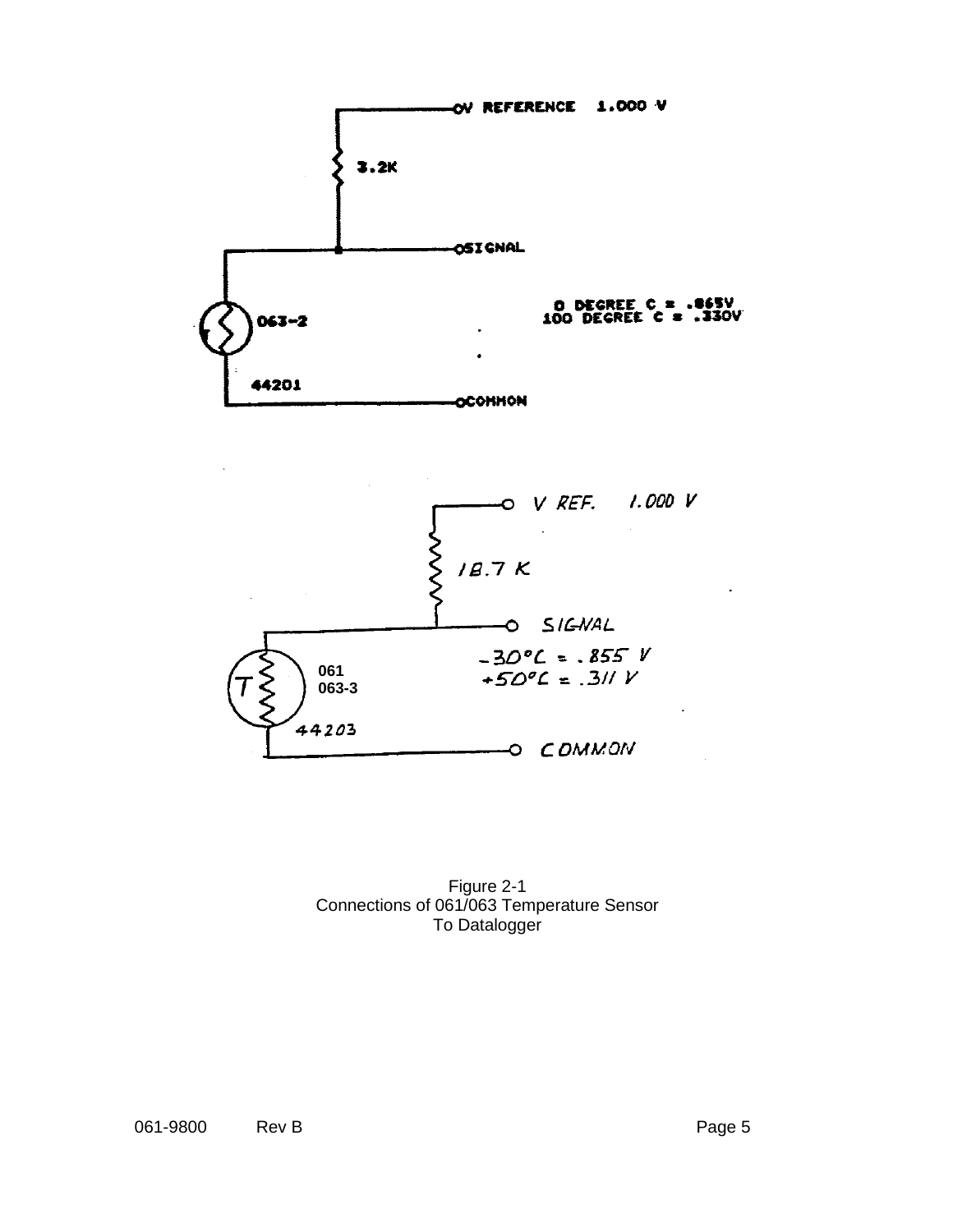V REFERENCE 1.000 V

3.2K

SIGNAL

0 DEGREE C = .865V
100 DEGREE C = .330V

063-2

44201

COMMON

V REF. 1.000 V

18.7 K

SIGNAL

-30°C = .855 V
+50°C = .311 V

061
063-3

44203

COMMON

Figure 2-1
Connections of 061/063 Temperature Sensor
To Datalogger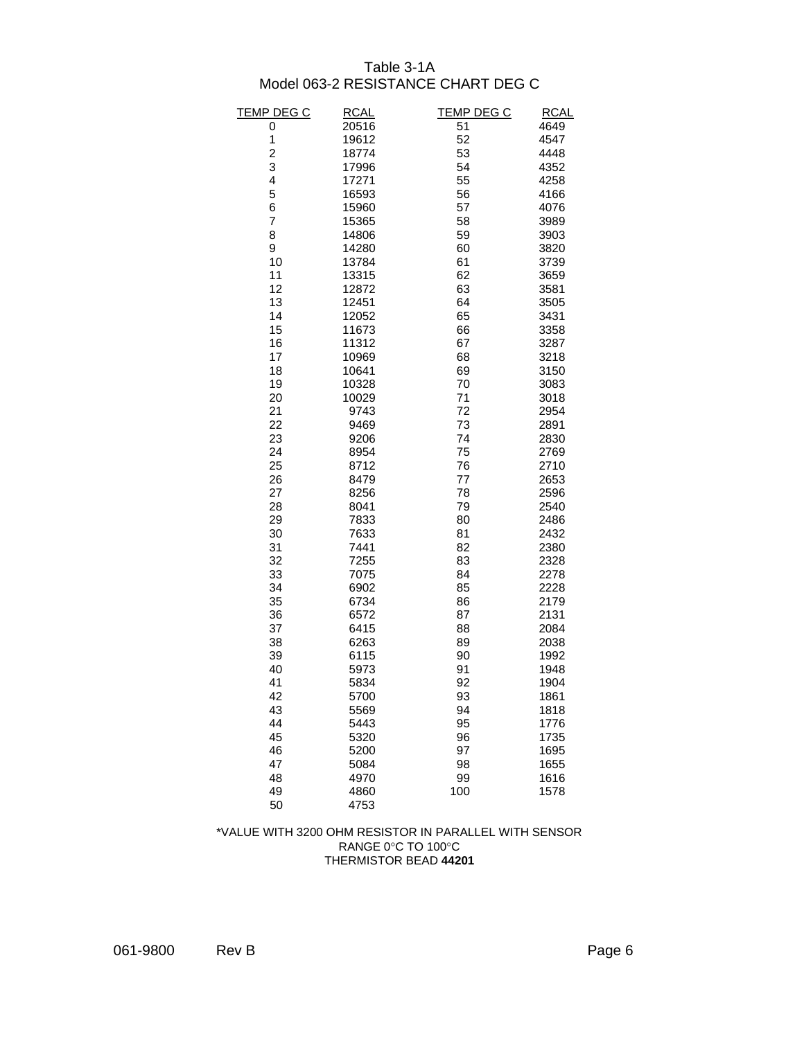Table 3-1A
Model 063-2 RESISTANCE CHART DEG C

| TEMP DEG C | RCAL | TEMP DEG C | RCAL |
|---|---|---|---|
| 0 | 20516 | 51 | 4649 |
| 1 | 19612 | 52 | 4547 |
| 2 | 18774 | 53 | 4448 |
| 3 | 17996 | 54 | 4352 |
| 4 | 17271 | 55 | 4258 |
| 5 | 16593 | 56 | 4166 |
| 6 | 15960 | 57 | 4076 |
| 7 | 15365 | 58 | 3989 |
| 8 | 14806 | 59 | 3903 |
| 9 | 14280 | 60 | 3820 |
| 10 | 13784 | 61 | 3739 |
| 11 | 13315 | 62 | 3659 |
| 12 | 12872 | 63 | 3581 |
| 13 | 12451 | 64 | 3505 |
| 14 | 12052 | 65 | 3431 |
| 15 | 11673 | 66 | 3358 |
| 16 | 11312 | 67 | 3287 |
| 17 | 10969 | 68 | 3218 |
| 18 | 10641 | 69 | 3150 |
| 19 | 10328 | 70 | 3083 |
| 20 | 10029 | 71 | 3018 |
| 21 | 9743 | 72 | 2954 |
| 22 | 9469 | 73 | 2891 |
| 23 | 9206 | 74 | 2830 |
| 24 | 8954 | 75 | 2769 |
| 25 | 8712 | 76 | 2710 |
| 26 | 8479 | 77 | 2653 |
| 27 | 8256 | 78 | 2596 |
| 28 | 8041 | 79 | 2540 |
| 29 | 7833 | 80 | 2486 |
| 30 | 7633 | 81 | 2432 |
| 31 | 7441 | 82 | 2380 |
| 32 | 7255 | 83 | 2328 |
| 33 | 7075 | 84 | 2278 |
| 34 | 6902 | 85 | 2228 |
| 35 | 6734 | 86 | 2179 |
| 36 | 6572 | 87 | 2131 |
| 37 | 6415 | 88 | 2084 |
| 38 | 6263 | 89 | 2038 |
| 39 | 6115 | 90 | 1992 |
| 40 | 5973 | 91 | 1948 |
| 41 | 5834 | 92 | 1904 |
| 42 | 5700 | 93 | 1861 |
| 43 | 5569 | 94 | 1818 |
| 44 | 5443 | 95 | 1776 |
| 45 | 5320 | 96 | 1735 |
| 46 | 5200 | 97 | 1695 |
| 47 | 5084 | 98 | 1655 |
| 48 | 4970 | 99 | 1616 |
| 49 | 4860 | 100 | 1578 |
| 50 | 4753 | | |

*VALUE WITH 3200 OHM RESISTOR IN PARALLEL WITH SENSOR
RANGE 0°C TO 100°C
THERMISTOR BEAD **44201**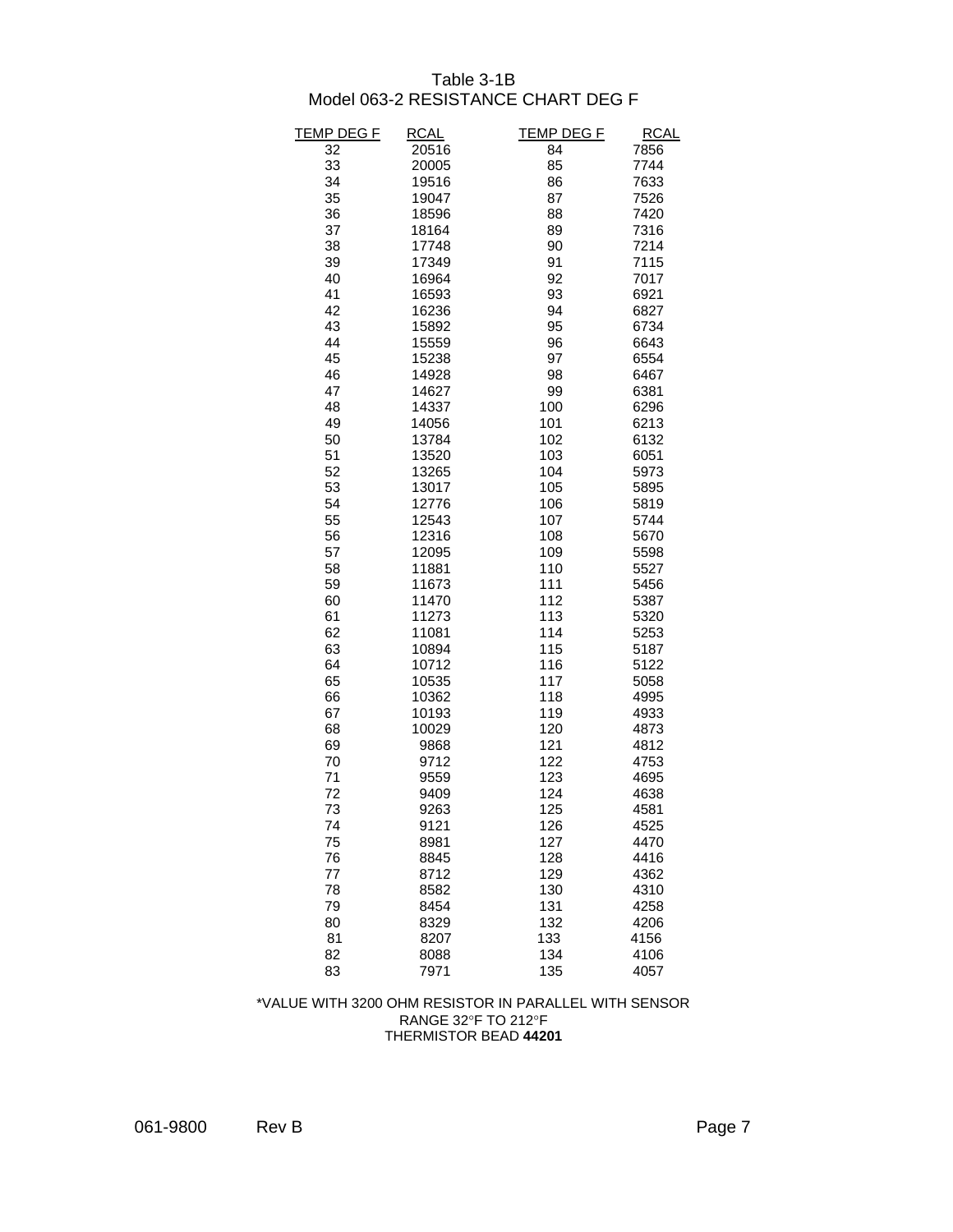Table 3-1B
Model 063-2 RESISTANCE CHART DEG F

| TEMP DEG F | RCAL | TEMP DEG F | RCAL |
|---|---|---|---|
| 32 | 20516 | 84 | 7856 |
| 33 | 20005 | 85 | 7744 |
| 34 | 19516 | 86 | 7633 |
| 35 | 19047 | 87 | 7526 |
| 36 | 18596 | 88 | 7420 |
| 37 | 18164 | 89 | 7316 |
| 38 | 17748 | 90 | 7214 |
| 39 | 17349 | 91 | 7115 |
| 40 | 16964 | 92 | 7017 |
| 41 | 16593 | 93 | 6921 |
| 42 | 16236 | 94 | 6827 |
| 43 | 15892 | 95 | 6734 |
| 44 | 15559 | 96 | 6643 |
| 45 | 15238 | 97 | 6554 |
| 46 | 14928 | 98 | 6467 |
| 47 | 14627 | 99 | 6381 |
| 48 | 14337 | 100 | 6296 |
| 49 | 14056 | 101 | 6213 |
| 50 | 13784 | 102 | 6132 |
| 51 | 13520 | 103 | 6051 |
| 52 | 13265 | 104 | 5973 |
| 53 | 13017 | 105 | 5895 |
| 54 | 12776 | 106 | 5819 |
| 55 | 12543 | 107 | 5744 |
| 56 | 12316 | 108 | 5670 |
| 57 | 12095 | 109 | 5598 |
| 58 | 11881 | 110 | 5527 |
| 59 | 11673 | 111 | 5456 |
| 60 | 11470 | 112 | 5387 |
| 61 | 11273 | 113 | 5320 |
| 62 | 11081 | 114 | 5253 |
| 63 | 10894 | 115 | 5187 |
| 64 | 10712 | 116 | 5122 |
| 65 | 10535 | 117 | 5058 |
| 66 | 10362 | 118 | 4995 |
| 67 | 10193 | 119 | 4933 |
| 68 | 10029 | 120 | 4873 |
| 69 | 9868 | 121 | 4812 |
| 70 | 9712 | 122 | 4753 |
| 71 | 9559 | 123 | 4695 |
| 72 | 9409 | 124 | 4638 |
| 73 | 9263 | 125 | 4581 |
| 74 | 9121 | 126 | 4525 |
| 75 | 8981 | 127 | 4470 |
| 76 | 8845 | 128 | 4416 |
| 77 | 8712 | 129 | 4362 |
| 78 | 8582 | 130 | 4310 |
| 79 | 8454 | 131 | 4258 |
| 80 | 8329 | 132 | 4206 |
| 81 | 8207 | 133 | 4156 |
| 82 | 8088 | 134 | 4106 |
| 83 | 7971 | 135 | 4057 |

*VALUE WITH 3200 OHM RESISTOR IN PARALLEL WITH SENSOR
RANGE 32°F TO 212°F
THERMISTOR BEAD **44201**

061-9800 Rev B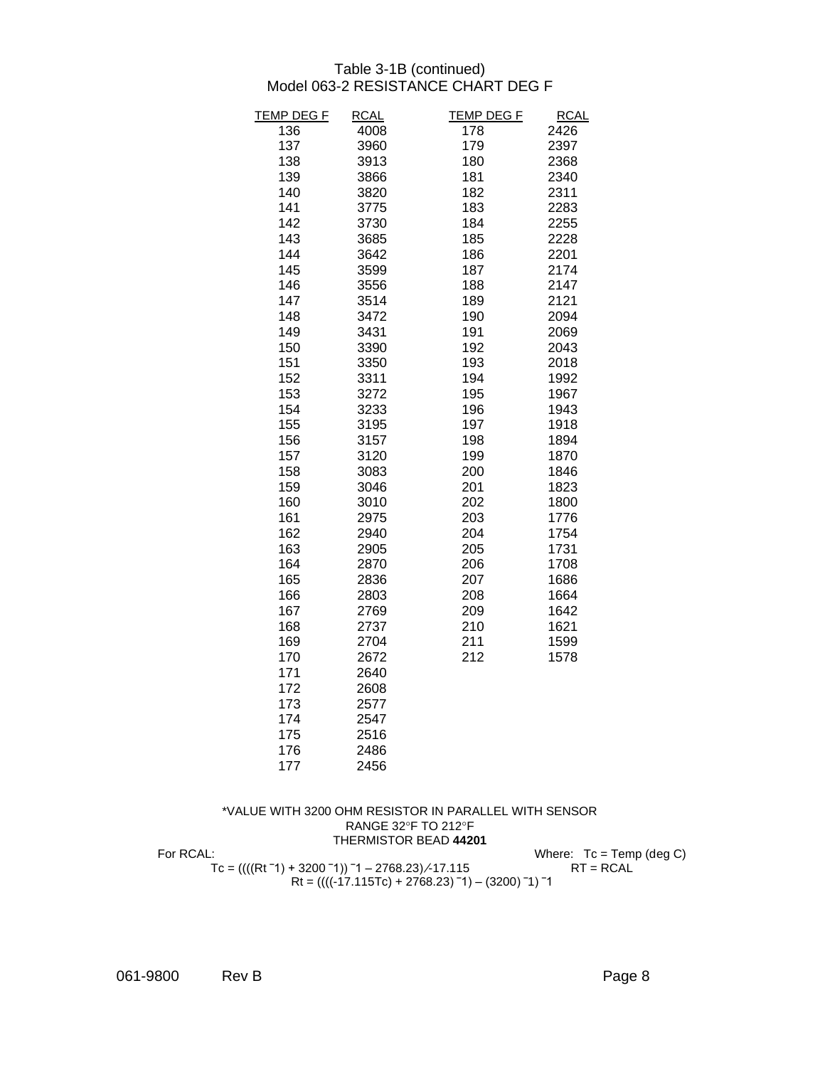# Table 3-1B (continued)
## Model 063-2 RESISTANCE CHART DEG F

| TEMP DEG F | RCAL | TEMP DEG F | RCAL |
|---|---|---|---|
| 136 | 4008 | 178 | 2426 |
| 137 | 3960 | 179 | 2397 |
| 138 | 3913 | 180 | 2368 |
| 139 | 3866 | 181 | 2340 |
| 140 | 3820 | 182 | 2311 |
| 141 | 3775 | 183 | 2283 |
| 142 | 3730 | 184 | 2255 |
| 143 | 3685 | 185 | 2228 |
| 144 | 3642 | 186 | 2201 |
| 145 | 3599 | 187 | 2174 |
| 146 | 3556 | 188 | 2147 |
| 147 | 3514 | 189 | 2121 |
| 148 | 3472 | 190 | 2094 |
| 149 | 3431 | 191 | 2069 |
| 150 | 3390 | 192 | 2043 |
| 151 | 3350 | 193 | 2018 |
| 152 | 3311 | 194 | 1992 |
| 153 | 3272 | 195 | 1967 |
| 154 | 3233 | 196 | 1943 |
| 155 | 3195 | 197 | 1918 |
| 156 | 3157 | 198 | 1894 |
| 157 | 3120 | 199 | 1870 |
| 158 | 3083 | 200 | 1846 |
| 159 | 3046 | 201 | 1823 |
| 160 | 3010 | 202 | 1800 |
| 161 | 2975 | 203 | 1776 |
| 162 | 2940 | 204 | 1754 |
| 163 | 2905 | 205 | 1731 |
| 164 | 2870 | 206 | 1708 |
| 165 | 2836 | 207 | 1686 |
| 166 | 2803 | 208 | 1664 |
| 167 | 2769 | 209 | 1642 |
| 168 | 2737 | 210 | 1621 |
| 169 | 2704 | 211 | 1599 |
| 170 | 2672 | 212 | 1578 |
| 171 | 2640 | | |
| 172 | 2608 | | |
| 173 | 2577 | | |
| 174 | 2547 | | |
| 175 | 2516 | | |
| 176 | 2486 | | |
| 177 | 2456 | | |

*VALUE WITH 3200 OHM RESISTOR IN PARALLEL WITH SENSOR
RANGE 32°F TO 212°F
THERMISTOR BEAD **44201**

For RCAL:

$$Tc = ((((Rt^{-1}) + 3200^{-1}))^{-1} - 2768.23) / -17.115$$

$$Rt = ((((-17.115Tc) + 2768.23)^{-1}) - (3200)^{-1})^{-1}$$

Where: Tc = Temp (deg C)
RT = RCAL

061-9800 Rev B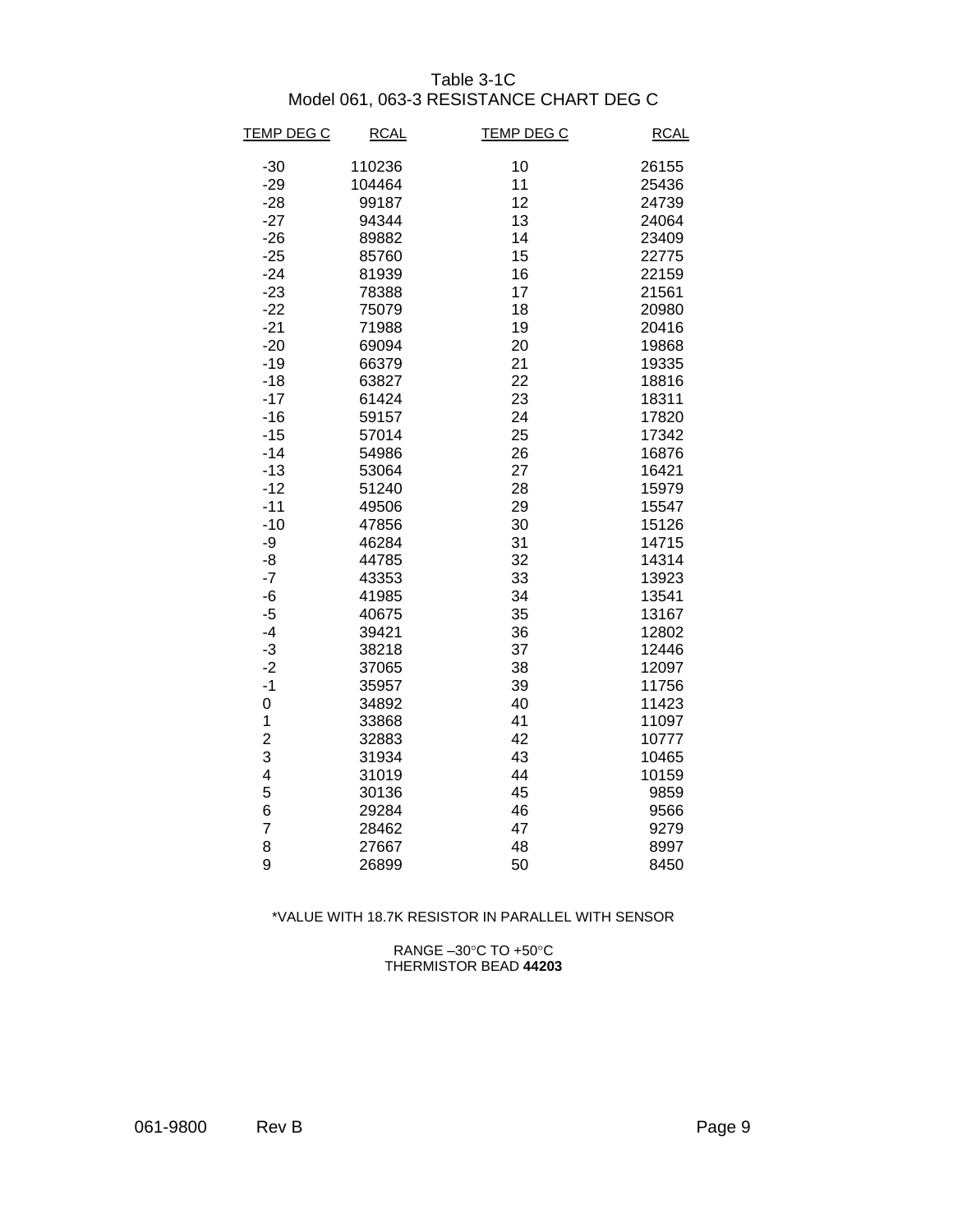# Table 3-1C
## Model 061, 063-3 RESISTANCE CHART DEG C

| TEMP DEG C | RCAL | TEMP DEG C | RCAL |
|---|---|---|---|
| -30 | 110236 | 10 | 26155 |
| -29 | 104464 | 11 | 25436 |
| -28 | 99187 | 12 | 24739 |
| -27 | 94344 | 13 | 24064 |
| -26 | 89882 | 14 | 23409 |
| -25 | 85760 | 15 | 22775 |
| -24 | 81939 | 16 | 22159 |
| -23 | 78388 | 17 | 21561 |
| -22 | 75079 | 18 | 20980 |
| -21 | 71988 | 19 | 20416 |
| -20 | 69094 | 20 | 19868 |
| -19 | 66379 | 21 | 19335 |
| -18 | 63827 | 22 | 18816 |
| -17 | 61424 | 23 | 18311 |
| -16 | 59157 | 24 | 17820 |
| -15 | 57014 | 25 | 17342 |
| -14 | 54986 | 26 | 16876 |
| -13 | 53064 | 27 | 16421 |
| -12 | 51240 | 28 | 15979 |
| -11 | 49506 | 29 | 15547 |
| -10 | 47856 | 30 | 15126 |
| -9 | 46284 | 31 | 14715 |
| -8 | 44785 | 32 | 14314 |
| -7 | 43353 | 33 | 13923 |
| -6 | 41985 | 34 | 13541 |
| -5 | 40675 | 35 | 13167 |
| -4 | 39421 | 36 | 12802 |
| -3 | 38218 | 37 | 12446 |
| -2 | 37065 | 38 | 12097 |
| -1 | 35957 | 39 | 11756 |
| 0 | 34892 | 40 | 11423 |
| 1 | 33868 | 41 | 11097 |
| 2 | 32883 | 42 | 10777 |
| 3 | 31934 | 43 | 10465 |
| 4 | 31019 | 44 | 10159 |
| 5 | 30136 | 45 | 9859 |
| 6 | 29284 | 46 | 9566 |
| 7 | 28462 | 47 | 9279 |
| 8 | 27667 | 48 | 8997 |
| 9 | 26899 | 50 | 8450 |

*VALUE WITH 18.7K RESISTOR IN PARALLEL WITH SENSOR

RANGE –30°C TO +50°C
THERMISTOR BEAD **44203**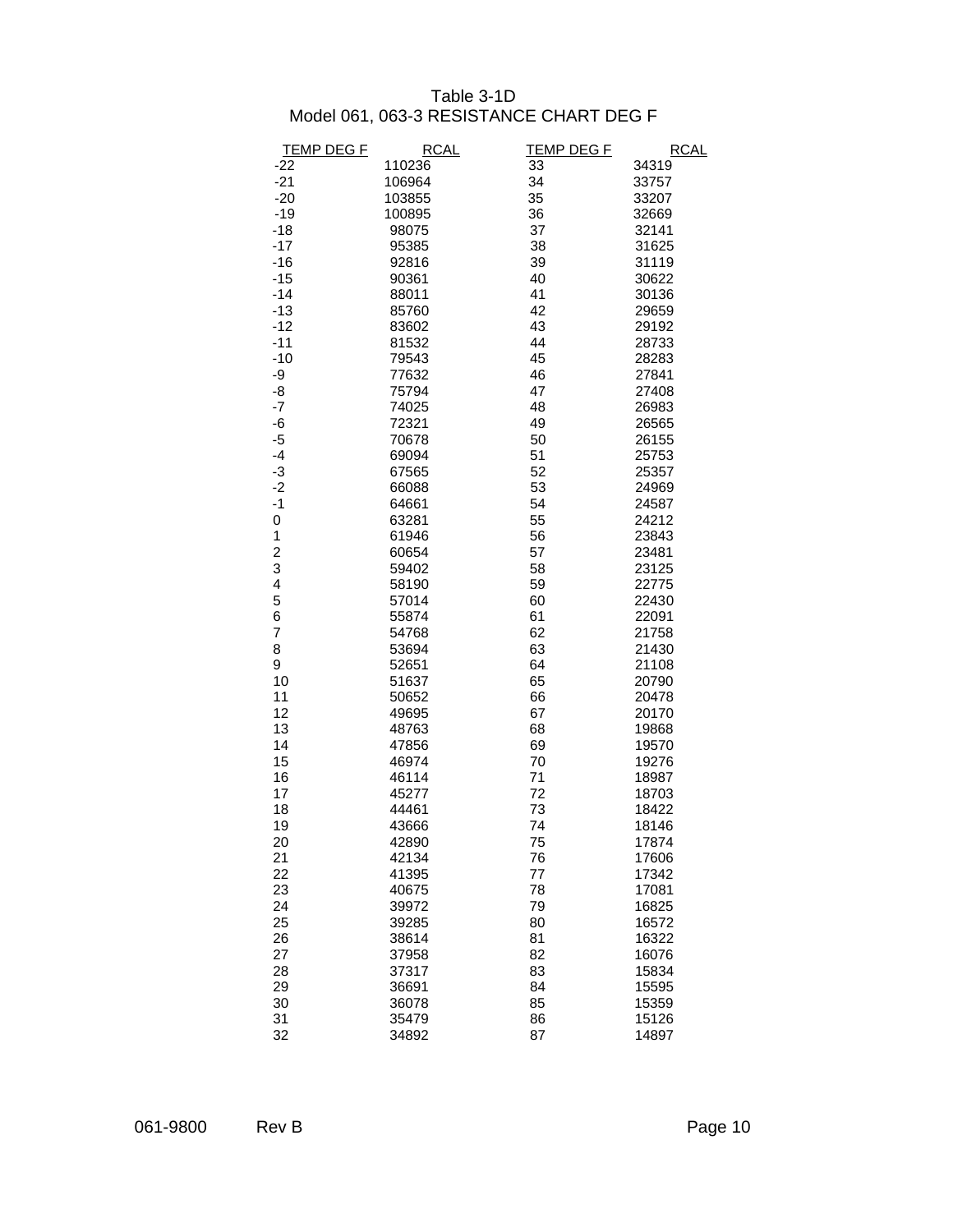Table 3-1D
Model 061, 063-3 RESISTANCE CHART DEG F

| TEMP DEG F | RCAL | TEMP DEG F | RCAL |
|---|---|---|---|
| -22 | 110236 | 33 | 34319 |
| -21 | 106964 | 34 | 33757 |
| -20 | 103855 | 35 | 33207 |
| -19 | 100895 | 36 | 32669 |
| -18 | 98075 | 37 | 32141 |
| -17 | 95385 | 38 | 31625 |
| -16 | 92816 | 39 | 31119 |
| -15 | 90361 | 40 | 30622 |
| -14 | 88011 | 41 | 30136 |
| -13 | 85760 | 42 | 29659 |
| -12 | 83602 | 43 | 29192 |
| -11 | 81532 | 44 | 28733 |
| -10 | 79543 | 45 | 28283 |
| -9 | 77632 | 46 | 27841 |
| -8 | 75794 | 47 | 27408 |
| -7 | 74025 | 48 | 26983 |
| -6 | 72321 | 49 | 26565 |
| -5 | 70678 | 50 | 26155 |
| -4 | 69094 | 51 | 25753 |
| -3 | 67565 | 52 | 25357 |
| -2 | 66088 | 53 | 24969 |
| -1 | 64661 | 54 | 24587 |
| 0 | 63281 | 55 | 24212 |
| 1 | 61946 | 56 | 23843 |
| 2 | 60654 | 57 | 23481 |
| 3 | 59402 | 58 | 23125 |
| 4 | 58190 | 59 | 22775 |
| 5 | 57014 | 60 | 22430 |
| 6 | 55874 | 61 | 22091 |
| 7 | 54768 | 62 | 21758 |
| 8 | 53694 | 63 | 21430 |
| 9 | 52651 | 64 | 21108 |
| 10 | 51637 | 65 | 20790 |
| 11 | 50652 | 66 | 20478 |
| 12 | 49695 | 67 | 20170 |
| 13 | 48763 | 68 | 19868 |
| 14 | 47856 | 69 | 19570 |
| 15 | 46974 | 70 | 19276 |
| 16 | 46114 | 71 | 18987 |
| 17 | 45277 | 72 | 18703 |
| 18 | 44461 | 73 | 18422 |
| 19 | 43666 | 74 | 18146 |
| 20 | 42890 | 75 | 17874 |
| 21 | 42134 | 76 | 17606 |
| 22 | 41395 | 77 | 17342 |
| 23 | 40675 | 78 | 17081 |
| 24 | 39972 | 79 | 16825 |
| 25 | 39285 | 80 | 16572 |
| 26 | 38614 | 81 | 16322 |
| 27 | 37958 | 82 | 16076 |
| 28 | 37317 | 83 | 15834 |
| 29 | 36691 | 84 | 15595 |
| 30 | 36078 | 85 | 15359 |
| 31 | 35479 | 86 | 15126 |
| 32 | 34892 | 87 | 14897 |

061-9800 Rev B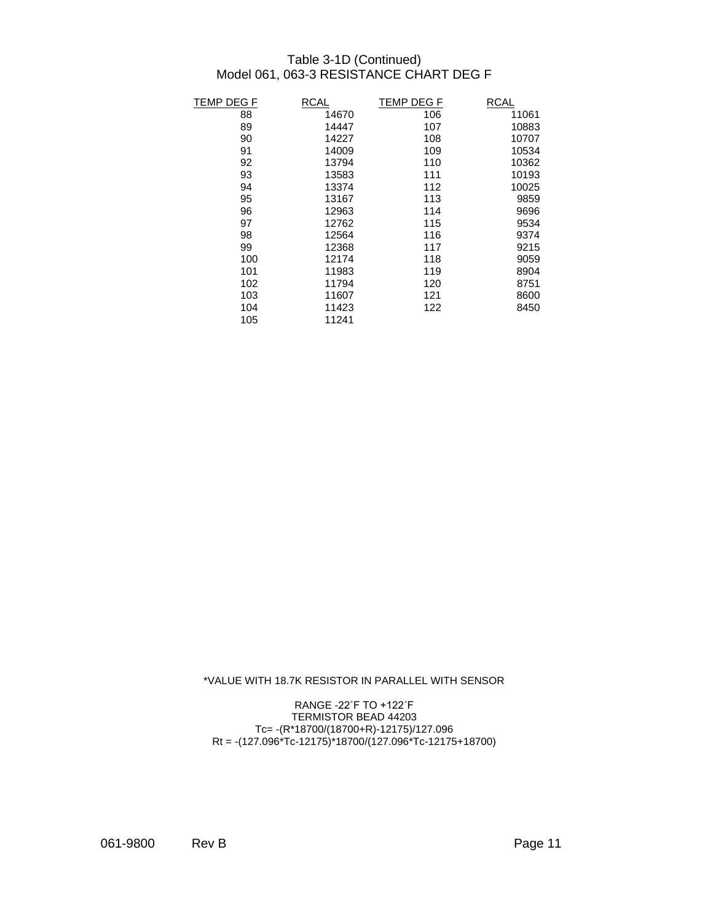# Table 3-1D (Continued)
## Model 061, 063-3 RESISTANCE CHART DEG F

| TEMP DEG F | RCAL | TEMP DEG F | RCAL |
|---|---|---|---|
| 88 | 14670 | 106 | 11061 |
| 89 | 14447 | 107 | 10883 |
| 90 | 14227 | 108 | 10707 |
| 91 | 14009 | 109 | 10534 |
| 92 | 13794 | 110 | 10362 |
| 93 | 13583 | 111 | 10193 |
| 94 | 13374 | 112 | 10025 |
| 95 | 13167 | 113 | 9859 |
| 96 | 12963 | 114 | 9696 |
| 97 | 12762 | 115 | 9534 |
| 98 | 12564 | 116 | 9374 |
| 99 | 12368 | 117 | 9215 |
| 100 | 12174 | 118 | 9059 |
| 101 | 11983 | 119 | 8904 |
| 102 | 11794 | 120 | 8751 |
| 103 | 11607 | 121 | 8600 |
| 104 | 11423 | 122 | 8450 |
| 105 | 11241 | | |

*VALUE WITH 18.7K RESISTOR IN PARALLEL WITH SENSOR

RANGE -22˚F TO +122˚F

TERMISTOR BEAD 44203

Tc= -(R*18700/(18700+R)-12175)/127.096

Rt = -(127.096*Tc-12175)*18700/(127.096*Tc-12175+18700)